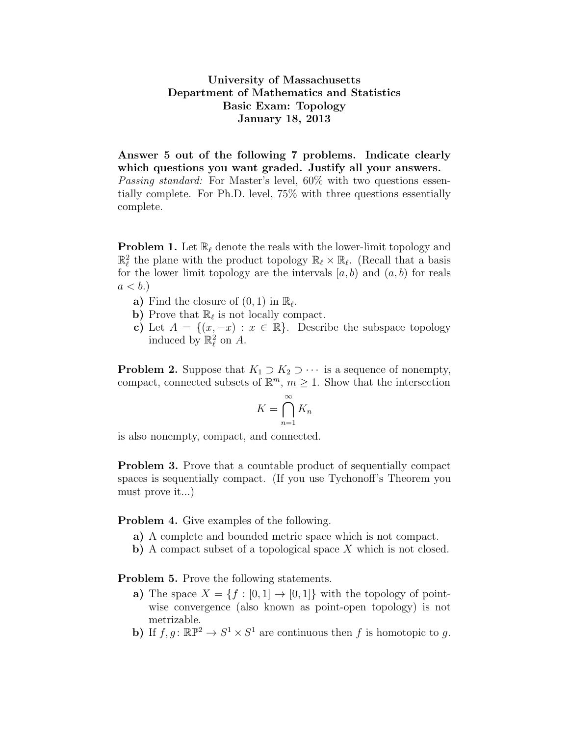# University of Massachusetts
## Department of Mathematics and Statistics
## Basic Exam: Topology
## January 18, 2013

**Answer 5 out of the following 7 problems. Indicate clearly which questions you want graded. Justify all your answers.**
*Passing standard:* For Master's level, 60% with two questions essentially complete. For Ph.D. level, 75% with three questions essentially complete.

**Problem 1.** Let $\mathbb{R}_\ell$ denote the reals with the lower-limit topology and $\mathbb{R}^2_\ell$ the plane with the product topology $\mathbb{R}_\ell \times \mathbb{R}_\ell$. (Recall that a basis for the lower limit topology are the intervals $[a, b)$ and $(a, b)$ for reals $a < b$.)

- **a)** Find the closure of $(0, 1)$ in $\mathbb{R}_\ell$.
- **b)** Prove that $\mathbb{R}_\ell$ is not locally compact.
- **c)** Let $A = \{(x, -x) : x \in \mathbb{R}\}$. Describe the subspace topology induced by $\mathbb{R}^2_\ell$ on $A$.

**Problem 2.** Suppose that $K_1 \supset K_2 \supset \cdots$ is a sequence of nonempty, compact, connected subsets of $\mathbb{R}^m$, $m \geq 1$. Show that the intersection

$$K = \bigcap_{n=1}^{\infty} K_n$$

is also nonempty, compact, and connected.

**Problem 3.** Prove that a countable product of sequentially compact spaces is sequentially compact. (If you use Tychonoff's Theorem you must prove it...)

**Problem 4.** Give examples of the following.

- **a)** A complete and bounded metric space which is not compact.
- **b)** A compact subset of a topological space $X$ which is not closed.

**Problem 5.** Prove the following statements.

- **a)** The space $X = \{f : [0, 1] \to [0, 1]\}$ with the topology of pointwise convergence (also known as point-open topology) is not metrizable.
- **b)** If $f, g \colon \mathbb{RP}^2 \to S^1 \times S^1$ are continuous then $f$ is homotopic to $g$.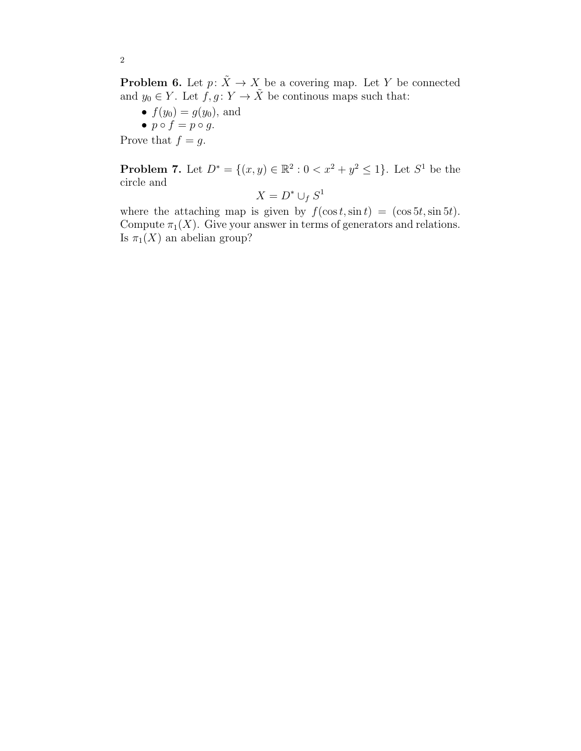**Problem 6.** Let $p\colon \tilde{X} \to X$ be a covering map. Let $Y$ be connected and $y_0 \in Y$. Let $f, g\colon Y \to \tilde{X}$ be continous maps such that:

- $f(y_0) = g(y_0)$, and
- $p \circ f = p \circ g$.

Prove that $f = g$.

**Problem 7.** Let $D^* = \{(x, y) \in \mathbb{R}^2 : 0 < x^2 + y^2 \leq 1\}$. Let $S^1$ be the circle and

$$X = D^* \cup_f S^1$$

where the attaching map is given by $f(\cos t, \sin t) = (\cos 5t, \sin 5t)$. Compute $\pi_1(X)$. Give your answer in terms of generators and relations. Is $\pi_1(X)$ an abelian group?